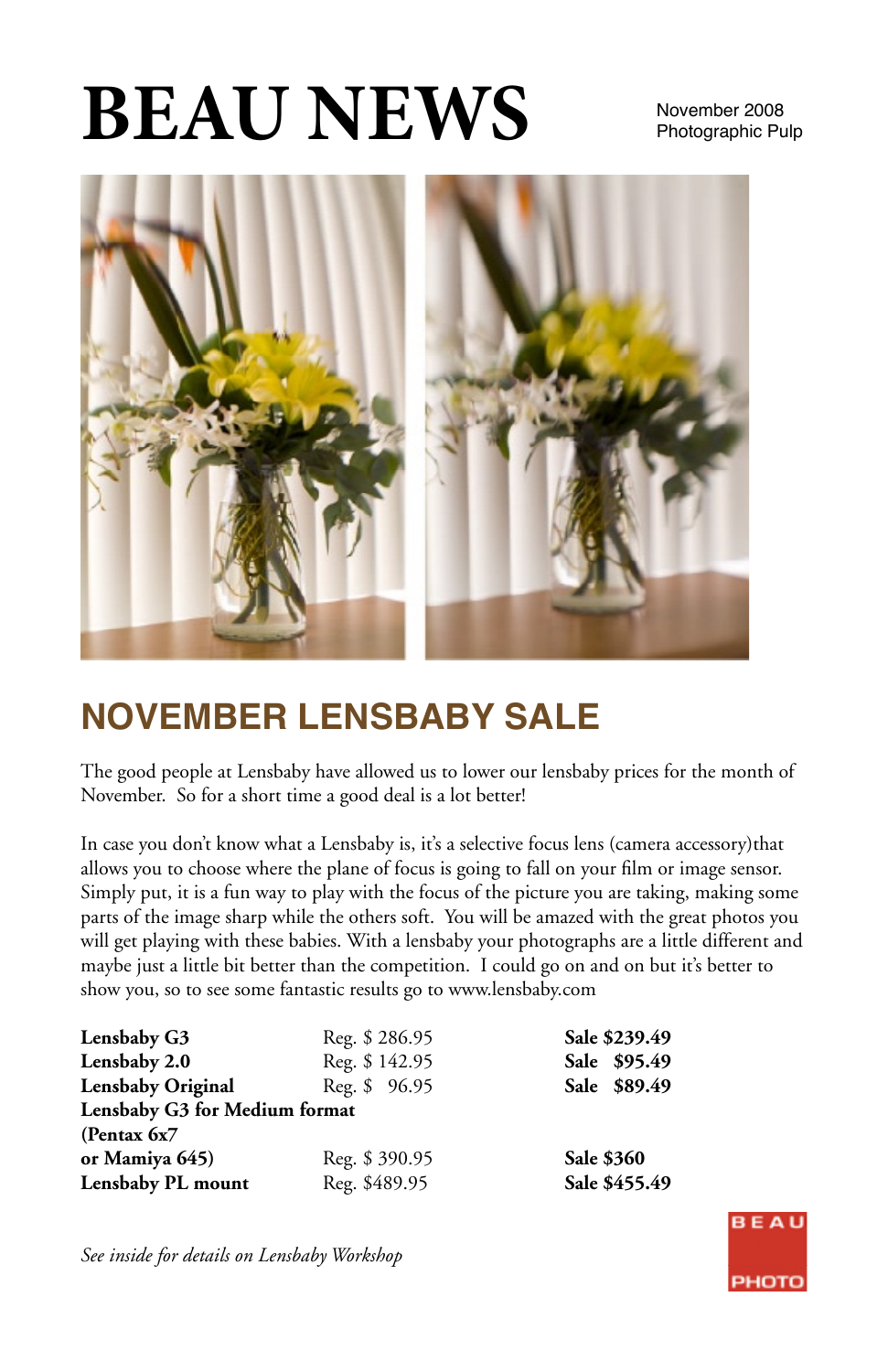# BEAU NEWS

November 2008
Photographic Pulp

## NOVEMBER LENSBABY SALE

The good people at Lensbaby have allowed us to lower our lensbaby prices for the month of November. So for a short time a good deal is a lot better!

In case you don't know what a Lensbaby is, it's a selective focus lens (camera accessory)that allows you to choose where the plane of focus is going to fall on your film or image sensor. Simply put, it is a fun way to play with the focus of the picture you are taking, making some parts of the image sharp while the others soft. You will be amazed with the great photos you will get playing with these babies. With a lensbaby your photographs are a little different and maybe just a little bit better than the competition. I could go on and on but it's better to show you, so to see some fantastic results go to www.lensbaby.com

| | | |
|---|---|---|
| **Lensbaby G3** | Reg. $ 286.95 | **Sale $239.49** |
| **Lensbaby 2.0** | Reg. $ 142.95 | **Sale $95.49** |
| **Lensbaby Original** | Reg. $ 96.95 | **Sale $89.49** |
| **Lensbaby G3 for Medium format (Pentax 6x7 or Mamiya 645)** | Reg. $ 390.95 | **Sale $360** |
| **Lensbaby PL mount** | Reg. $489.95 | **Sale $455.49** |

*See inside for details on Lensbaby Workshop*

BEAU PHOTO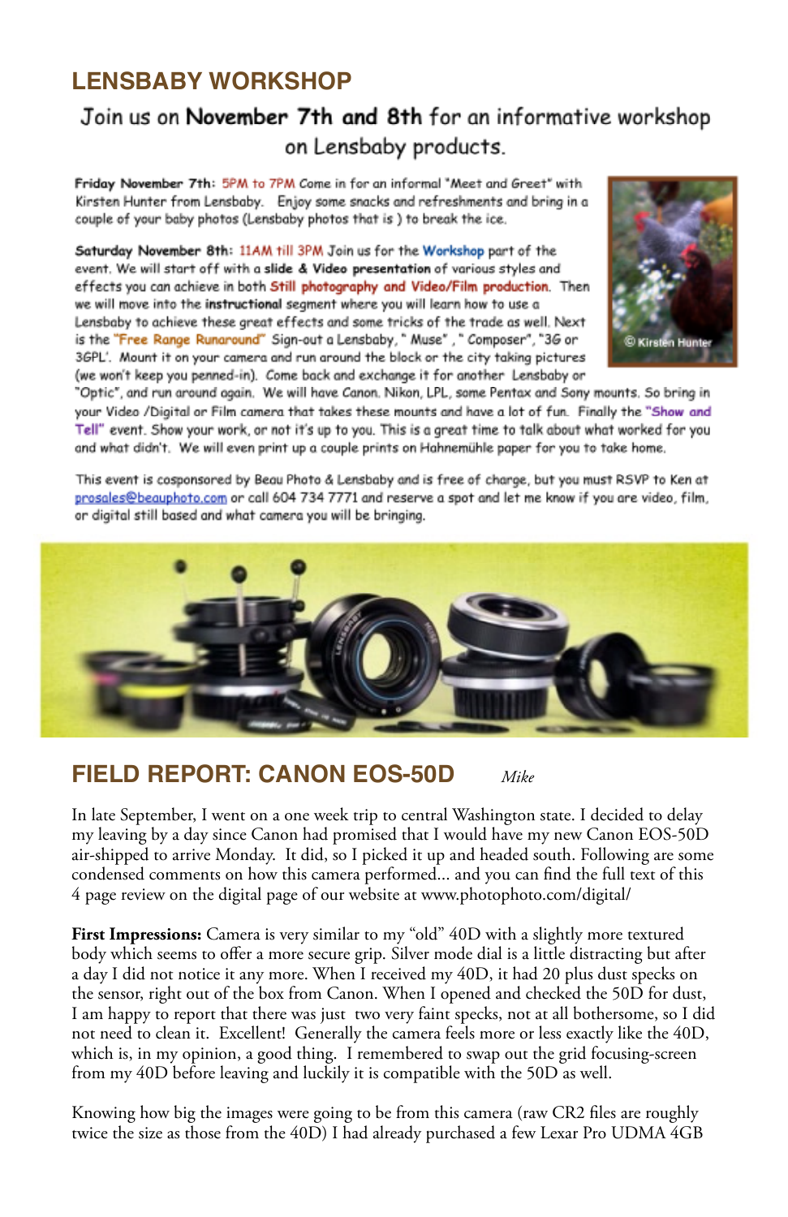## LENSBABY WORKSHOP

### Join us on **November 7th and 8th** for an informative workshop on Lensbaby products.

**Friday November 7th:** 5PM to 7PM Come in for an informal "Meet and Greet" with Kirsten Hunter from Lensbaby. Enjoy some snacks and refreshments and bring in a couple of your baby photos (Lensbaby photos that is ) to break the ice.

© Kirsten Hunter

**Saturday November 8th:** 11AM till 3PM Join us for the Workshop part of the event. We will start off with a **slide & Video presentation** of various styles and effects you can achieve in both **Still photography and Video/Film production**. Then we will move into the **instructional** segment where you will learn how to use a Lensbaby to achieve these great effects and some tricks of the trade as well. Next is the **"Free Range Runaround"** Sign-out a Lensbaby, " Muse" , " Composer", "3G or 3GPL'. Mount it on your camera and run around the block or the city taking pictures (we won't keep you penned-in). Come back and exchange it for another Lensbaby or "Optic", and run around again. We will have Canon, Nikon, LPL, some Pentax and Sony mounts. So bring in your Video /Digital or Film camera that takes these mounts and have a lot of fun. Finally the **"Show and Tell"** event. Show your work, or not it's up to you. This is a great time to talk about what worked for you and what didn't. We will even print up a couple prints on Hahnemühle paper for you to take home.

This event is cosponsored by Beau Photo & Lensbaby and is free of charge, but you must RSVP to Ken at prosales@beauphoto.com or call 604 734 7771 and reserve a spot and let me know if you are video, film, or digital still based and what camera you will be bringing.

## FIELD REPORT: CANON EOS-50D

*Mike*

In late September, I went on a one week trip to central Washington state. I decided to delay my leaving by a day since Canon had promised that I would have my new Canon EOS-50D air-shipped to arrive Monday. It did, so I picked it up and headed south. Following are some condensed comments on how this camera performed... and you can find the full text of this 4 page review on the digital page of our website at www.photophoto.com/digital/

**First Impressions:** Camera is very similar to my "old" 40D with a slightly more textured body which seems to offer a more secure grip. Silver mode dial is a little distracting but after a day I did not notice it any more. When I received my 40D, it had 20 plus dust specks on the sensor, right out of the box from Canon. When I opened and checked the 50D for dust, I am happy to report that there was just two very faint specks, not at all bothersome, so I did not need to clean it. Excellent! Generally the camera feels more or less exactly like the 40D, which is, in my opinion, a good thing. I remembered to swap out the grid focusing-screen from my 40D before leaving and luckily it is compatible with the 50D as well.

Knowing how big the images were going to be from this camera (raw CR2 files are roughly twice the size as those from the 40D) I had already purchased a few Lexar Pro UDMA 4GB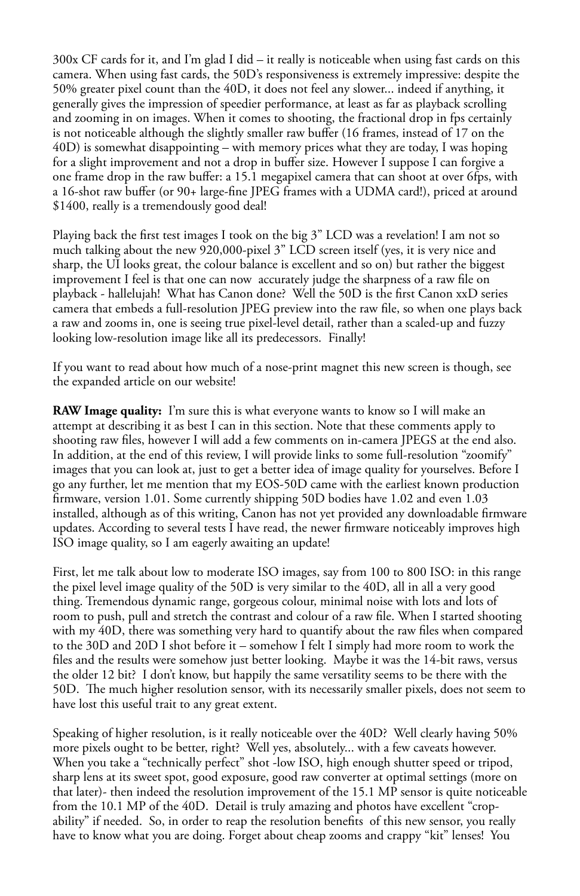300x CF cards for it, and I'm glad I did – it really is noticeable when using fast cards on this camera. When using fast cards, the 50D's responsiveness is extremely impressive: despite the 50% greater pixel count than the 40D, it does not feel any slower... indeed if anything, it generally gives the impression of speedier performance, at least as far as playback scrolling and zooming in on images. When it comes to shooting, the fractional drop in fps certainly is not noticeable although the slightly smaller raw buffer (16 frames, instead of 17 on the 40D) is somewhat disappointing – with memory prices what they are today, I was hoping for a slight improvement and not a drop in buffer size. However I suppose I can forgive a one frame drop in the raw buffer: a 15.1 megapixel camera that can shoot at over 6fps, with a 16-shot raw buffer (or 90+ large-fine JPEG frames with a UDMA card!), priced at around $1400, really is a tremendously good deal!

Playing back the first test images I took on the big 3" LCD was a revelation! I am not so much talking about the new 920,000-pixel 3" LCD screen itself (yes, it is very nice and sharp, the UI looks great, the colour balance is excellent and so on) but rather the biggest improvement I feel is that one can now accurately judge the sharpness of a raw file on playback - hallelujah! What has Canon done? Well the 50D is the first Canon xxD series camera that embeds a full-resolution JPEG preview into the raw file, so when one plays back a raw and zooms in, one is seeing true pixel-level detail, rather than a scaled-up and fuzzy looking low-resolution image like all its predecessors. Finally!

If you want to read about how much of a nose-print magnet this new screen is though, see the expanded article on our website!

**RAW Image quality:** I'm sure this is what everyone wants to know so I will make an attempt at describing it as best I can in this section. Note that these comments apply to shooting raw files, however I will add a few comments on in-camera JPEGS at the end also. In addition, at the end of this review, I will provide links to some full-resolution "zoomify" images that you can look at, just to get a better idea of image quality for yourselves. Before I go any further, let me mention that my EOS-50D came with the earliest known production firmware, version 1.01. Some currently shipping 50D bodies have 1.02 and even 1.03 installed, although as of this writing, Canon has not yet provided any downloadable firmware updates. According to several tests I have read, the newer firmware noticeably improves high ISO image quality, so I am eagerly awaiting an update!

First, let me talk about low to moderate ISO images, say from 100 to 800 ISO: in this range the pixel level image quality of the 50D is very similar to the 40D, all in all a very good thing. Tremendous dynamic range, gorgeous colour, minimal noise with lots and lots of room to push, pull and stretch the contrast and colour of a raw file. When I started shooting with my 40D, there was something very hard to quantify about the raw files when compared to the 30D and 20D I shot before it – somehow I felt I simply had more room to work the files and the results were somehow just better looking. Maybe it was the 14-bit raws, versus the older 12 bit? I don't know, but happily the same versatility seems to be there with the 50D. The much higher resolution sensor, with its necessarily smaller pixels, does not seem to have lost this useful trait to any great extent.

Speaking of higher resolution, is it really noticeable over the 40D? Well clearly having 50% more pixels ought to be better, right? Well yes, absolutely... with a few caveats however. When you take a "technically perfect" shot -low ISO, high enough shutter speed or tripod, sharp lens at its sweet spot, good exposure, good raw converter at optimal settings (more on that later)- then indeed the resolution improvement of the 15.1 MP sensor is quite noticeable from the 10.1 MP of the 40D. Detail is truly amazing and photos have excellent "crop-ability" if needed. So, in order to reap the resolution benefits of this new sensor, you really have to know what you are doing. Forget about cheap zooms and crappy "kit" lenses! You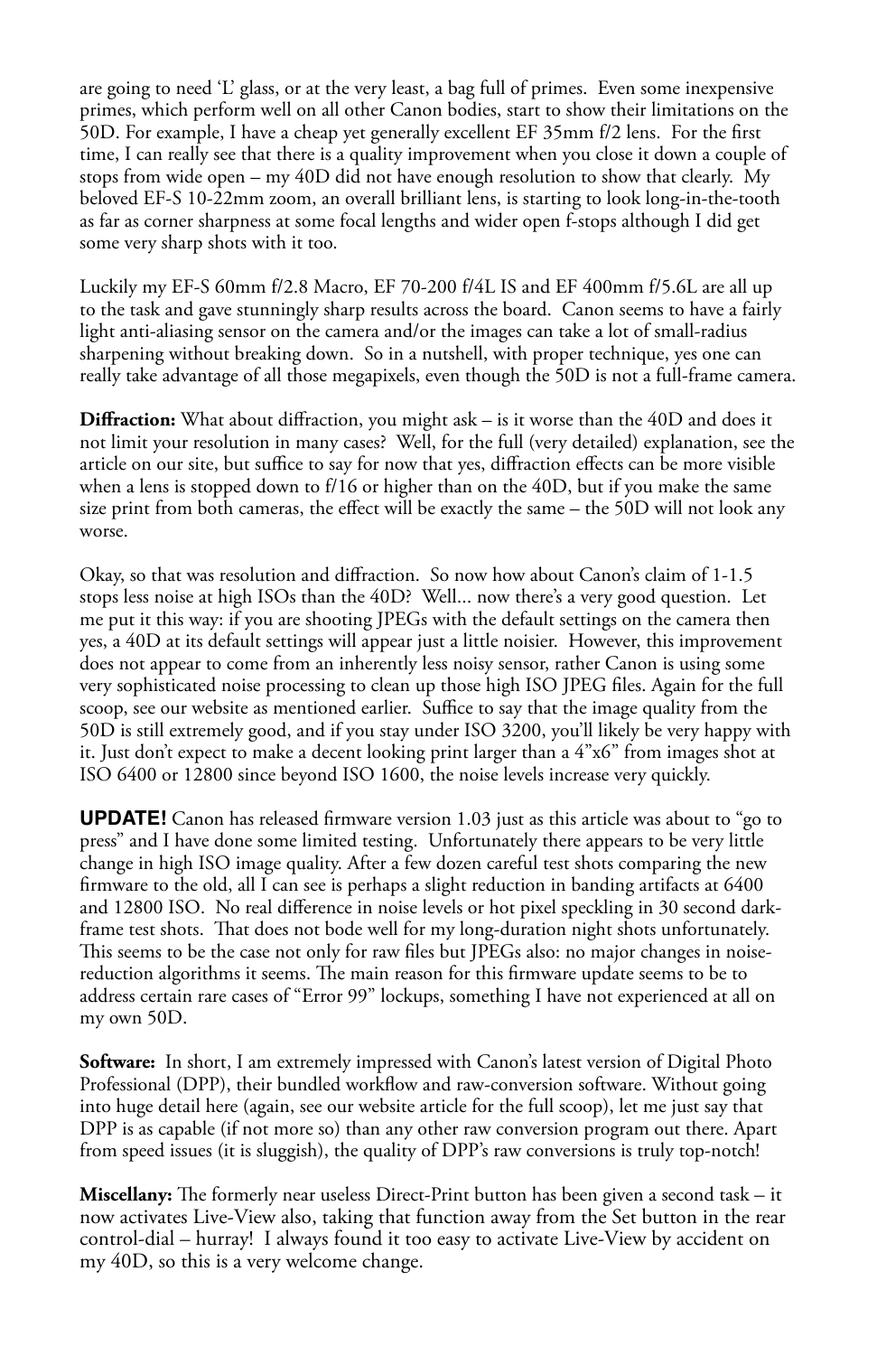are going to need 'L' glass, or at the very least, a bag full of primes. Even some inexpensive primes, which perform well on all other Canon bodies, start to show their limitations on the 50D. For example, I have a cheap yet generally excellent EF 35mm f/2 lens. For the first time, I can really see that there is a quality improvement when you close it down a couple of stops from wide open – my 40D did not have enough resolution to show that clearly. My beloved EF-S 10-22mm zoom, an overall brilliant lens, is starting to look long-in-the-tooth as far as corner sharpness at some focal lengths and wider open f-stops although I did get some very sharp shots with it too.

Luckily my EF-S 60mm f/2.8 Macro, EF 70-200 f/4L IS and EF 400mm f/5.6L are all up to the task and gave stunningly sharp results across the board. Canon seems to have a fairly light anti-aliasing sensor on the camera and/or the images can take a lot of small-radius sharpening without breaking down. So in a nutshell, with proper technique, yes one can really take advantage of all those megapixels, even though the 50D is not a full-frame camera.

**Diffraction:** What about diffraction, you might ask – is it worse than the 40D and does it not limit your resolution in many cases? Well, for the full (very detailed) explanation, see the article on our site, but suffice to say for now that yes, diffraction effects can be more visible when a lens is stopped down to f/16 or higher than on the 40D, but if you make the same size print from both cameras, the effect will be exactly the same – the 50D will not look any worse.

Okay, so that was resolution and diffraction. So now how about Canon's claim of 1-1.5 stops less noise at high ISOs than the 40D? Well... now there's a very good question. Let me put it this way: if you are shooting JPEGs with the default settings on the camera then yes, a 40D at its default settings will appear just a little noisier. However, this improvement does not appear to come from an inherently less noisy sensor, rather Canon is using some very sophisticated noise processing to clean up those high ISO JPEG files. Again for the full scoop, see our website as mentioned earlier. Suffice to say that the image quality from the 50D is still extremely good, and if you stay under ISO 3200, you'll likely be very happy with it. Just don't expect to make a decent looking print larger than a 4"x6" from images shot at ISO 6400 or 12800 since beyond ISO 1600, the noise levels increase very quickly.

**UPDATE!** Canon has released firmware version 1.03 just as this article was about to "go to press" and I have done some limited testing. Unfortunately there appears to be very little change in high ISO image quality. After a few dozen careful test shots comparing the new firmware to the old, all I can see is perhaps a slight reduction in banding artifacts at 6400 and 12800 ISO. No real difference in noise levels or hot pixel speckling in 30 second dark-frame test shots. That does not bode well for my long-duration night shots unfortunately. This seems to be the case not only for raw files but JPEGs also: no major changes in noise-reduction algorithms it seems. The main reason for this firmware update seems to be to address certain rare cases of "Error 99" lockups, something I have not experienced at all on my own 50D.

**Software:** In short, I am extremely impressed with Canon's latest version of Digital Photo Professional (DPP), their bundled workflow and raw-conversion software. Without going into huge detail here (again, see our website article for the full scoop), let me just say that DPP is as capable (if not more so) than any other raw conversion program out there. Apart from speed issues (it is sluggish), the quality of DPP's raw conversions is truly top-notch!

**Miscellany:** The formerly near useless Direct-Print button has been given a second task – it now activates Live-View also, taking that function away from the Set button in the rear control-dial – hurray! I always found it too easy to activate Live-View by accident on my 40D, so this is a very welcome change.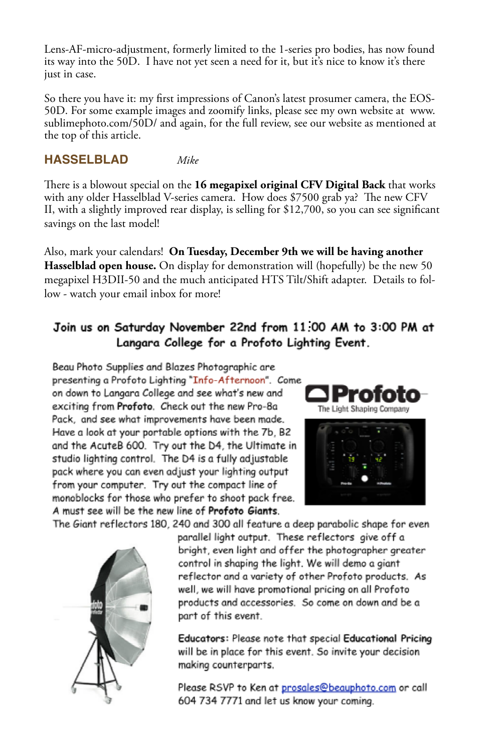Lens-AF-micro-adjustment, formerly limited to the 1-series pro bodies, has now found its way into the 50D. I have not yet seen a need for it, but it's nice to know it's there just in case.

So there you have it: my first impressions of Canon's latest prosumer camera, the EOS-50D. For some example images and zoomify links, please see my own website at www.sublimephoto.com/50D/ and again, for the full review, see our website as mentioned at the top of this article.

## HASSELBLAD *Mike*

There is a blowout special on the **16 megapixel original CFV Digital Back** that works with any older Hasselblad V-series camera. How does $7500 grab ya? The new CFV II, with a slightly improved rear display, is selling for $12,700, so you can see significant savings on the last model!

Also, mark your calendars! **On Tuesday, December 9th we will be having another Hasselblad open house.** On display for demonstration will (hopefully) be the new 50 megapixel H3DII-50 and the much anticipated HTS Tilt/Shift adapter. Details to follow - watch your email inbox for more!

**Join us on Saturday November 22nd from 11:00 AM to 3:00 PM at Langara College for a Profoto Lighting Event.**

Beau Photo Supplies and Blazes Photographic are presenting a Profoto Lighting "Info-Afternoon". Come on down to Langara College and see what's new and exciting from **Profoto**. Check out the new Pro-8a Pack, and see what improvements have been made. Have a look at your portable options with the 7b, B2 and the AcuteB 600. Try out the D4, the Ultimate in studio lighting control. The D4 is a fully adjustable pack where you can even adjust your lighting output from your computer. Try out the compact line of monoblocks for those who prefer to shoot pack free. A must see will be the new line of **Profoto Giants**. The Giant reflectors 180, 240 and 300 all feature a deep parabolic shape for even parallel light output. These reflectors give off a bright, even light and offer the photographer greater control in shaping the light. We will demo a giant reflector and a variety of other Profoto products. As well, we will have promotional pricing on all Profoto products and accessories. So come on down and be a part of this event.

**Educators:** Please note that special **Educational Pricing** will be in place for this event. So invite your decision making counterparts.

Please RSVP to Ken at prosales@beauphoto.com or call 604 734 7771 and let us know your coming.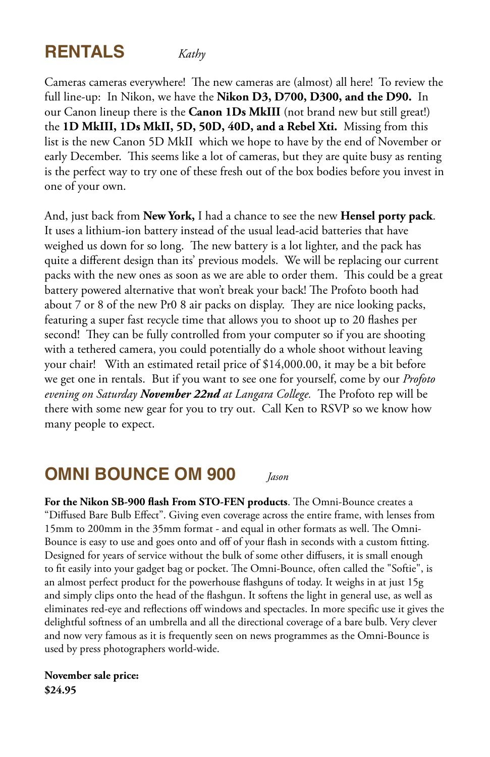## RENTALS *Kathy*

Cameras cameras everywhere! The new cameras are (almost) all here! To review the full line-up: In Nikon, we have the **Nikon D3, D700, D300, and the D90.** In our Canon lineup there is the **Canon 1Ds MkIII** (not brand new but still great!) the **1D MkIII, 1Ds MkII, 5D, 50D, 40D, and a Rebel Xti.** Missing from this list is the new Canon 5D MkII which we hope to have by the end of November or early December. This seems like a lot of cameras, but they are quite busy as renting is the perfect way to try one of these fresh out of the box bodies before you invest in one of your own.

And, just back from **New York,** I had a chance to see the new **Hensel porty pack**. It uses a lithium-ion battery instead of the usual lead-acid batteries that have weighed us down for so long. The new battery is a lot lighter, and the pack has quite a different design than its' previous models. We will be replacing our current packs with the new ones as soon as we are able to order them. This could be a great battery powered alternative that won't break your back! The Profoto booth had about 7 or 8 of the new Pr0 8 air packs on display. They are nice looking packs, featuring a super fast recycle time that allows you to shoot up to 20 flashes per second! They can be fully controlled from your computer so if you are shooting with a tethered camera, you could potentially do a whole shoot without leaving your chair! With an estimated retail price of $14,000.00, it may be a bit before we get one in rentals. But if you want to see one for yourself, come by our *Profoto evening on Saturday **November 22nd** at Langara College.* The Profoto rep will be there with some new gear for you to try out. Call Ken to RSVP so we know how many people to expect.

## OMNI BOUNCE OM 900 *Jason*

**For the Nikon SB-900 flash From STO-FEN products**. The Omni-Bounce creates a "Diffused Bare Bulb Effect". Giving even coverage across the entire frame, with lenses from 15mm to 200mm in the 35mm format - and equal in other formats as well. The Omni-Bounce is easy to use and goes onto and off of your flash in seconds with a custom fitting. Designed for years of service without the bulk of some other diffusers, it is small enough to fit easily into your gadget bag or pocket. The Omni-Bounce, often called the "Softie", is an almost perfect product for the powerhouse flashguns of today. It weighs in at just 15g and simply clips onto the head of the flashgun. It softens the light in general use, as well as eliminates red-eye and reflections off windows and spectacles. In more specific use it gives the delightful softness of an umbrella and all the directional coverage of a bare bulb. Very clever and now very famous as it is frequently seen on news programmes as the Omni-Bounce is used by press photographers world-wide.

**November sale price:**
**$24.95**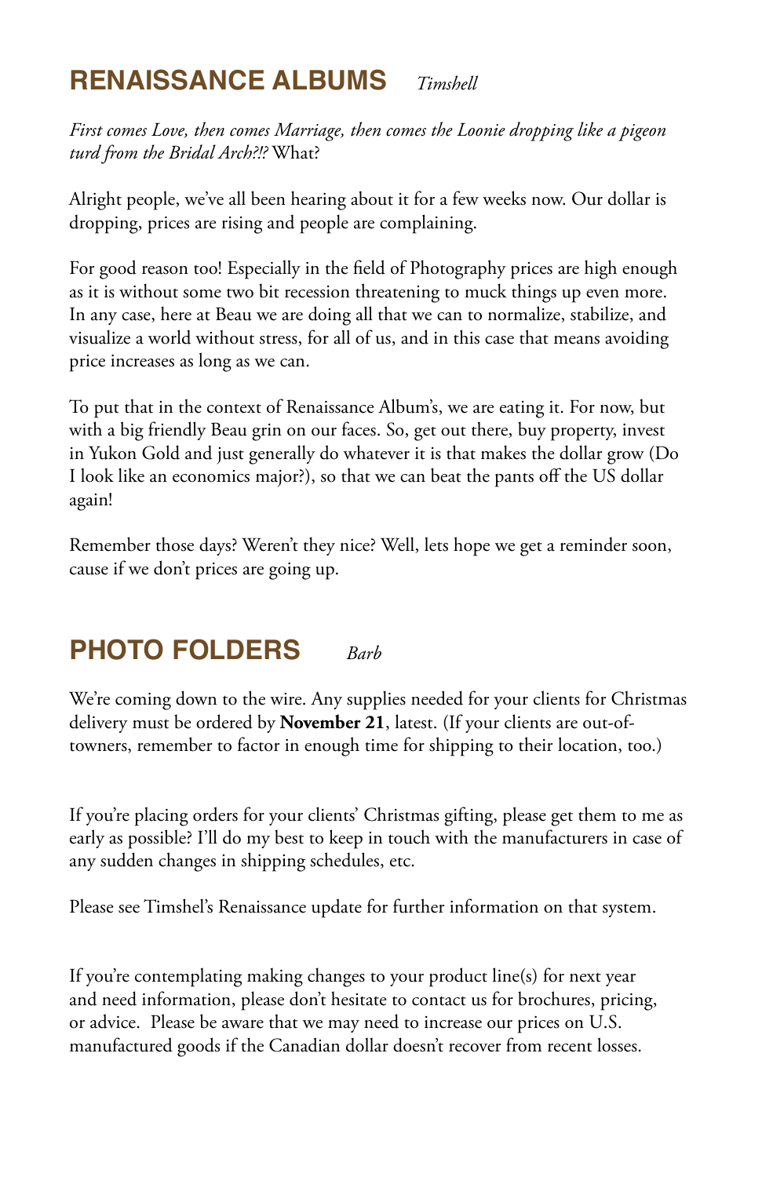## RENAISSANCE ALBUMS *Timshell*

*First comes Love, then comes Marriage, then comes the Loonie dropping like a pigeon turd from the Bridal Arch?!?* What?

Alright people, we've all been hearing about it for a few weeks now. Our dollar is dropping, prices are rising and people are complaining.

For good reason too! Especially in the field of Photography prices are high enough as it is without some two bit recession threatening to muck things up even more. In any case, here at Beau we are doing all that we can to normalize, stabilize, and visualize a world without stress, for all of us, and in this case that means avoiding price increases as long as we can.

To put that in the context of Renaissance Album's, we are eating it. For now, but with a big friendly Beau grin on our faces. So, get out there, buy property, invest in Yukon Gold and just generally do whatever it is that makes the dollar grow (Do I look like an economics major?), so that we can beat the pants off the US dollar again!

Remember those days? Weren't they nice? Well, lets hope we get a reminder soon, cause if we don't prices are going up.

## PHOTO FOLDERS *Barb*

We're coming down to the wire. Any supplies needed for your clients for Christmas delivery must be ordered by **November 21**, latest. (If your clients are out-of-towners, remember to factor in enough time for shipping to their location, too.)

If you're placing orders for your clients' Christmas gifting, please get them to me as early as possible? I'll do my best to keep in touch with the manufacturers in case of any sudden changes in shipping schedules, etc.

Please see Timshel's Renaissance update for further information on that system.

If you're contemplating making changes to your product line(s) for next year and need information, please don't hesitate to contact us for brochures, pricing, or advice. Please be aware that we may need to increase our prices on U.S. manufactured goods if the Canadian dollar doesn't recover from recent losses.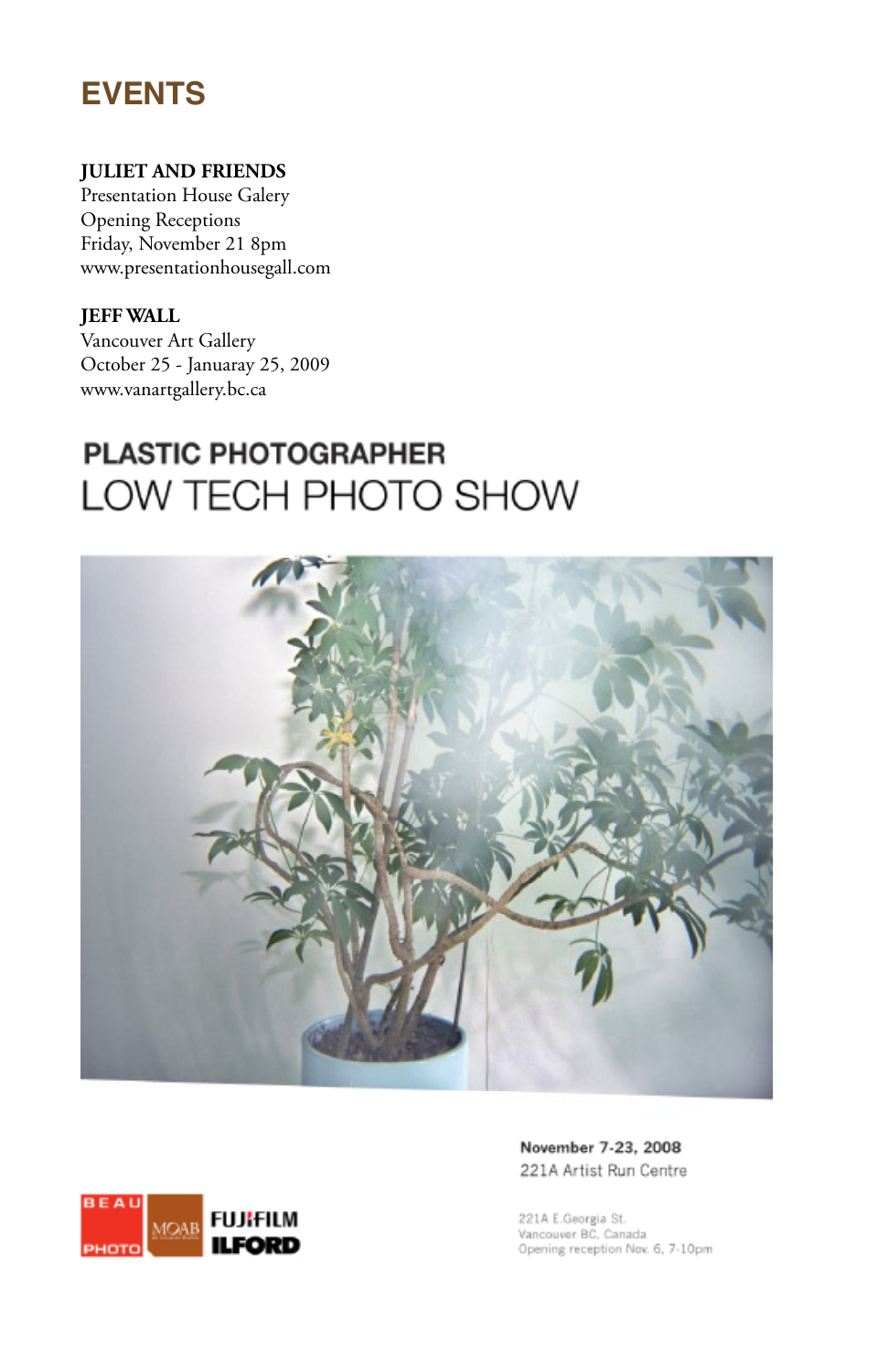# EVENTS

**JULIET AND FRIENDS**
Presentation House Galery
Opening Receptions
Friday, November 21 8pm
www.presentationhousegall.com

**JEFF WALL**
Vancouver Art Gallery
October 25 - Januaray 25, 2009
www.vanartgallery.bc.ca

## PLASTIC PHOTOGRAPHER
## LOW TECH PHOTO SHOW

**November 7-23, 2008**
221A Artist Run Centre

221A E.Georgia St.
Vancouver BC, Canada
Opening reception Nov. 6, 7-10pm

BEAU PHOTO
MOAB
FUJIFILM
ILFORD